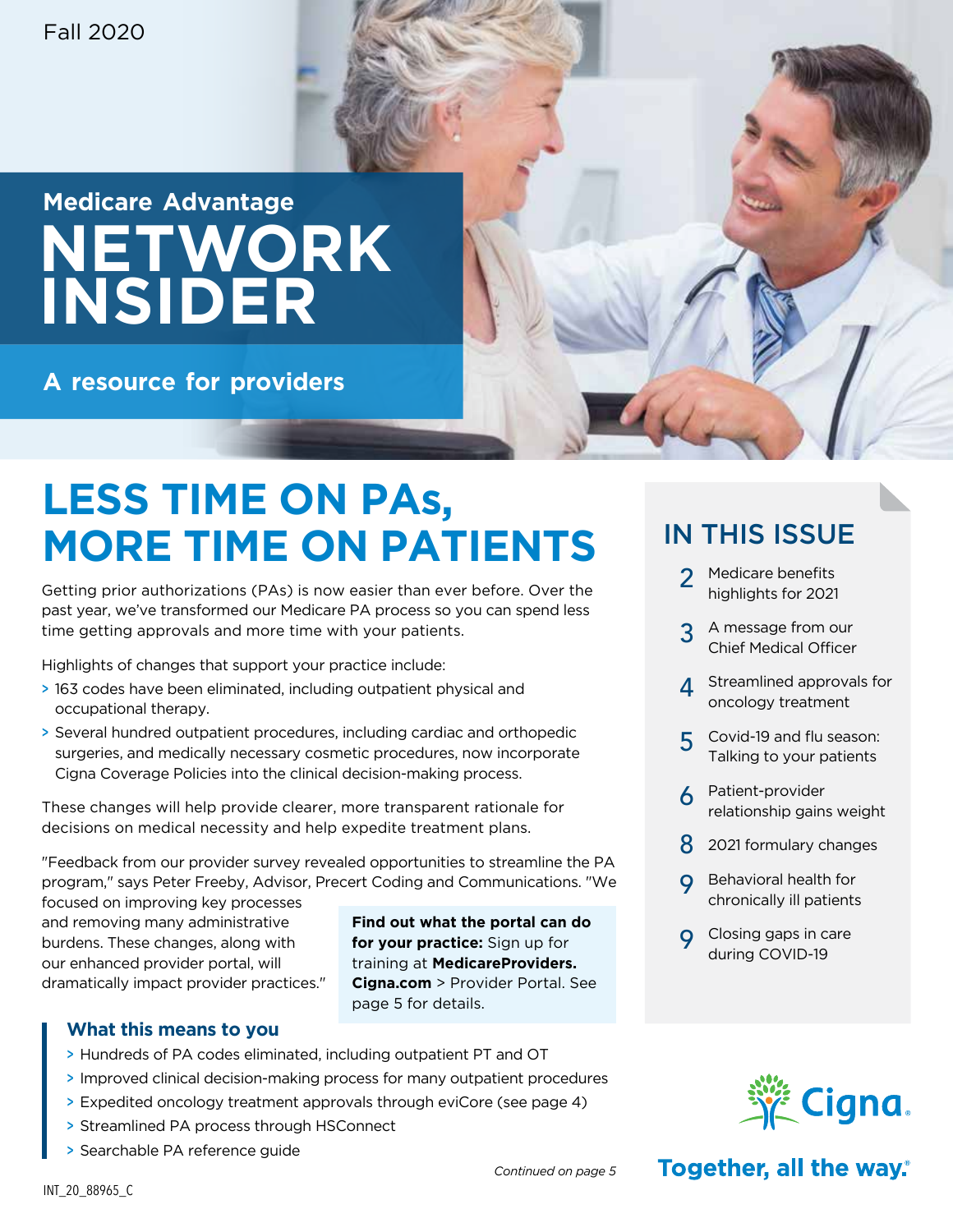Fall 2020

# Medicare Advantage NETWORK INSIDER

**A resource for providers**

# LESS TIME ON PAs, MORE TIME ON PATIENTS

Getting prior authorizations (PAs) is now easier than ever before. Over the past year, we've transformed our Medicare PA process so you can spend less time getting approvals and more time with your patients.

Highlights of changes that support your practice include:

- 163 codes have been eliminated, including outpatient physical and occupational therapy.
- Several hundred outpatient procedures, including cardiac and orthopedic surgeries, and medically necessary cosmetic procedures, now incorporate Cigna Coverage Policies into the clinical decision-making process.

These changes will help provide clearer, more transparent rationale for decisions on medical necessity and help expedite treatment plans.

"Feedback from our provider survey revealed opportunities to streamline the PA program," says Peter Freeby, Advisor, Precert Coding and Communications. "We focused on improving key processes and removing many administrative burdens. These changes, along with our enhanced provider portal, will dramatically impact provider practices."

**Find out what the portal can do for your practice:** Sign up for training at **MedicareProviders.Cigna.com** > Provider Portal. See page 5 for details.

### What this means to you

- Hundreds of PA codes eliminated, including outpatient PT and OT
- Improved clinical decision-making process for many outpatient procedures
- Expedited oncology treatment approvals through eviCore (see page 4)
- Streamlined PA process through HSConnect
- Searchable PA reference guide

*Continued on page 5*

## IN THIS ISSUE

- 2 Medicare benefits highlights for 2021
- 3 A message from our Chief Medical Officer
- 4 Streamlined approvals for oncology treatment
- 5 Covid-19 and flu season: Talking to your patients
- 6 Patient-provider relationship gains weight
- 8 2021 formulary changes
- 9 Behavioral health for chronically ill patients
- 9 Closing gaps in care during COVID-19

Cigna. Together, all the way.®

INT_20_88965_C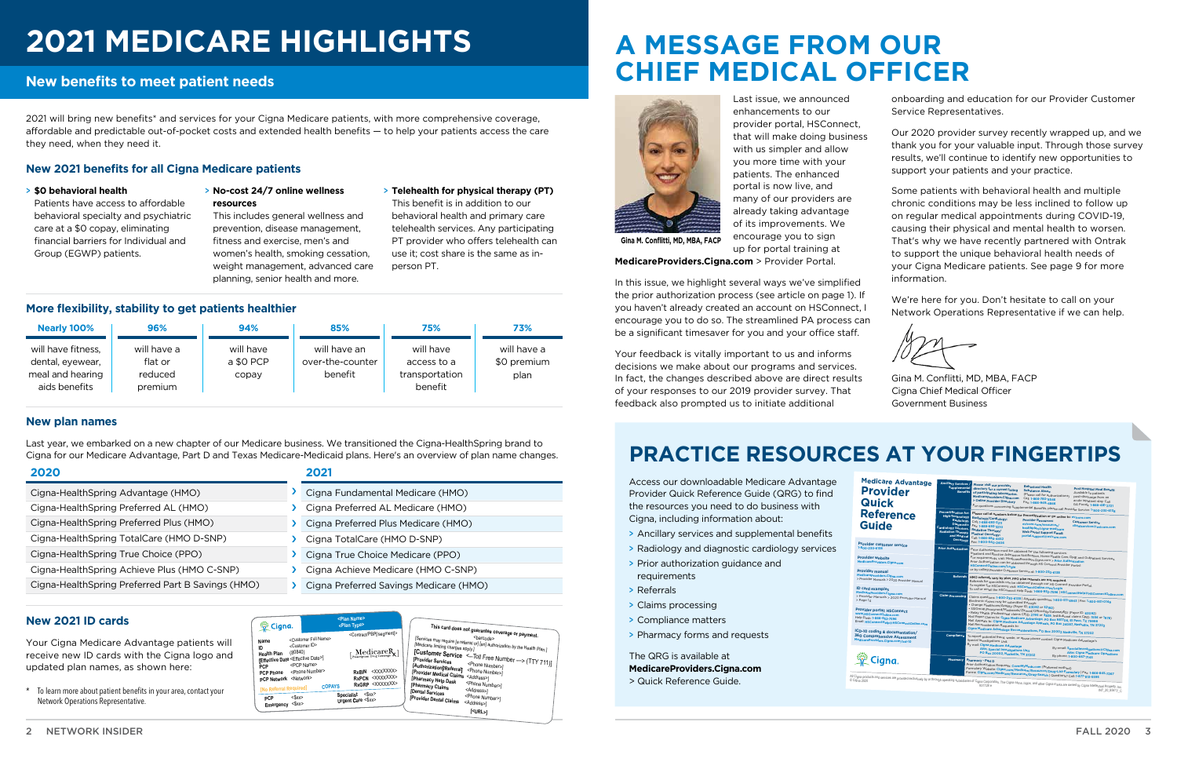# 2021 MEDICARE HIGHLIGHTS

## New benefits to meet patient needs

2021 will bring new benefits* and services for your Cigna Medicare patients, with more comprehensive coverage, affordable and predictable out-of-pocket costs and extended health benefits — to help your patients access the care they need, when they need it.

### New 2021 benefits for all Cigna Medicare patients

> **$0 behavioral health**
Patients have access to affordable behavioral specialty and psychiatric care at a $0 copay, eliminating financial barriers for Individual and Group (EGWP) patients.

> **No-cost 24/7 online wellness resources**
This includes general wellness and prevention, disease management, fitness and exercise, men's and women's health, smoking cessation, weight management, advanced care planning, senior health and more.

> **Telehealth for physical therapy (PT)**
This benefit is in addition to our behavioral health and primary care telehealth services. Any participating PT provider who offers telehealth can use it; cost share is the same as in-person PT.

### More flexibility, stability to get patients healthier

| Nearly 100% | 96% | 94% | 85% | 75% | 73% |
|---|---|---|---|---|---|
| will have fitness, dental, eyewear, meal and hearing aids benefits | will have a flat or reduced premium | will have a $0 PCP copay | will have an over-the-counter benefit | will have access to a transportation benefit | will have a $0 premium plan |

### New plan names

Last year, we embarked on a new chapter of our Medicare business. We transitioned the Cigna-HealthSpring brand to Cigna for our Medicare Advantage, Part D and Texas Medicare-Medicaid plans. Here's an overview of plan name changes.

| 2020 | 2021 |
|---|---|
| Cigna-HealthSpring Advantage (HMO) | Cigna Fundamental Medicare (HMO) |
| Cigna-HealthSpring Preferred AL (HMO) | Cigna Preferred AL Medicare (HMO) |
| Cigna-HealthSpring Preferred Plus (HMO) | Cigna Preferred Plus Medicare (HMO) |
| Cigna-HealthSpring TotalCare (HMO D-SNP) | Cigna TotalCare (HMO D-SNP) |
| Cigna-HealthSpring True Choice (PPO) | Cigna True Choice Medicare (PPO) |
| Cigna-HealthSpring Achieve Plus (HMO C-SNP) | Cigna Achieve Medicare (HMO C-SNP) |
| Cigna-HealthSpring Preferred Part B Savings (HMO) | Cigna Preferred Savings Medicare (HMO) |

### New 2021 ID cards

Your Cigna Medicare Advantage patients will receive new ID cards with the Cigna logo and updated plan names, as shown here:

\* To learn more about patient benefits in your area, contact your Network Operations Representative.

# A MESSAGE FROM OUR CHIEF MEDICAL OFFICER

Gina M. Conflitti, MD, MBA, FACP

Last issue, we announced enhancements to our provider portal, HSConnect, that will make doing business with us simpler and allow you more time with your patients. The enhanced portal is now live, and many of our providers are already taking advantage of its improvements. We encourage you to sign up for portal training at **MedicareProviders.Cigna.com** > Provider Portal.

In this issue, we highlight several ways we've simplified the prior authorization process (see article on page 1). If you haven't already created an account on HSConnect, I encourage you to do so. The streamlined PA process can be a significant timesaver for you and your office staff.

Your feedback is vitally important to us and informs decisions we make about our programs and services. In fact, the changes described above are direct results of your responses to our 2019 provider survey. That feedback also prompted us to initiate additional onboarding and education for our Provider Customer Service Representatives.

Our 2020 provider survey recently wrapped up, and we thank you for your valuable input. Through those survey results, we'll continue to identify new opportunities to support your patients and your practice.

Some patients with behavioral health and multiple chronic conditions may be less inclined to follow up on regular medical appointments during COVID-19, causing their physical and mental health to worsen. That's why we have recently partnered with Ontrak to support the unique behavioral health needs of your Cigna Medicare patients. See page 9 for more information.

We're here for you. Don't hesitate to call on your Network Operations Representative if we can help.

Gina M. Conflitti, MD, MBA, FACP
Cigna Chief Medical Officer
Government Business

# PRACTICE RESOURCES AT YOUR FINGERTIPS

Access our downloadable Medicare Advantage Provider Quick Reference Guide (QRG) to find the resources you need to do business with Cigna, including information about:

- Ancillary services and supplemental benefits
- Radiology and diagnostic cardiology services
- Prior authorization guidance and requirements
- Referrals
- Claims processing
- Compliance matters
- Pharmacy forms and requests

The QRG is available at **MedicareProviders.Cigna.com** > Quick Reference Guide.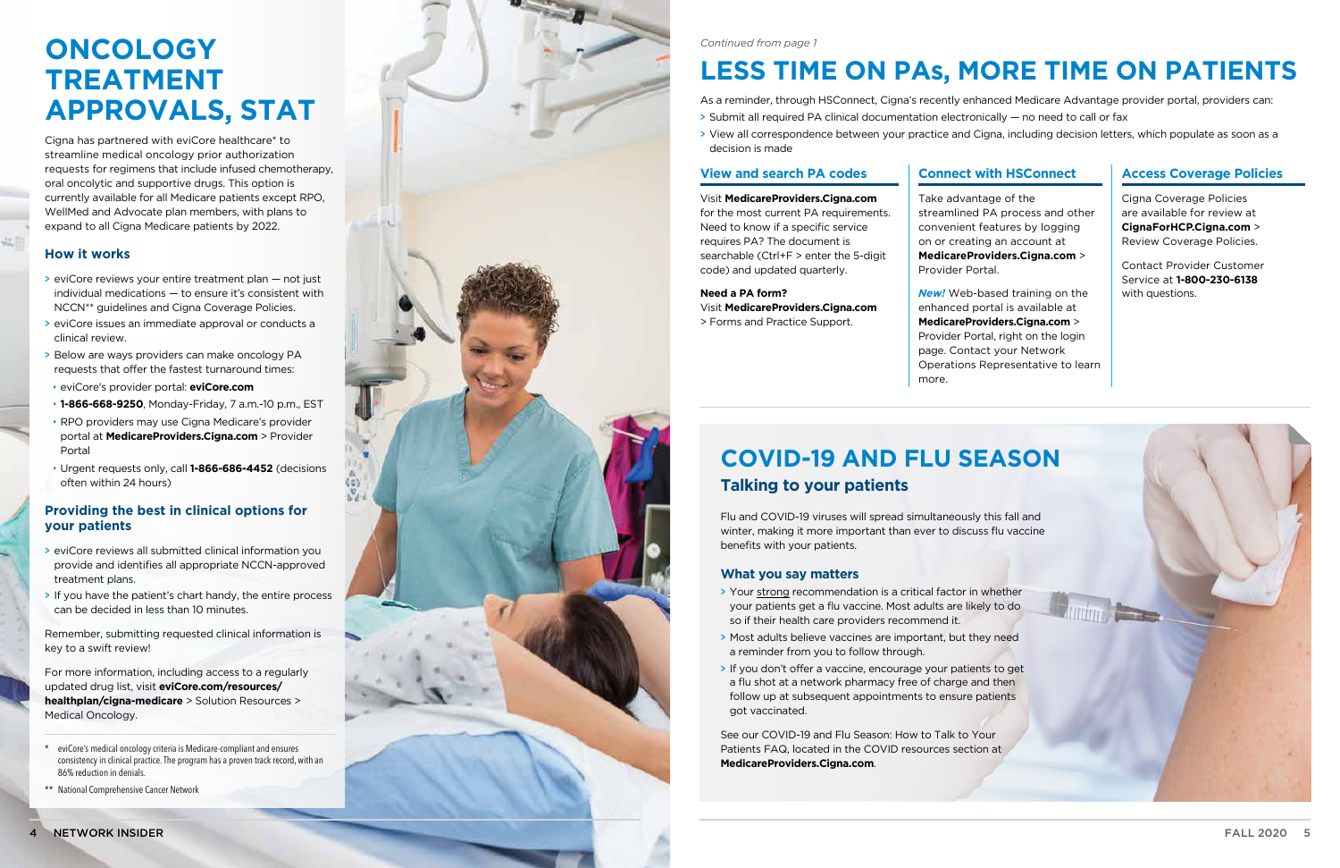# ONCOLOGY TREATMENT APPROVALS, STAT

Cigna has partnered with eviCore healthcare* to streamline medical oncology prior authorization requests for regimens that include infused chemotherapy, oral oncolytic and supportive drugs. This option is currently available for all Medicare patients except RPO, WellMed and Advocate plan members, with plans to expand to all Cigna Medicare patients by 2022.

### How it works

> eviCore reviews your entire treatment plan — not just individual medications — to ensure it's consistent with NCCN** guidelines and Cigna Coverage Policies.

> eviCore issues an immediate approval or conducts a clinical review.

> Below are ways providers can make oncology PA requests that offer the fastest turnaround times:

- eviCore's provider portal: **eviCore.com**
- **1-866-668-9250**, Monday-Friday, 7 a.m.-10 p.m., EST
- RPO providers may use Cigna Medicare's provider portal at **MedicareProviders.Cigna.com** > Provider Portal
- Urgent requests only, call **1-866-686-4452** (decisions often within 24 hours)

### Providing the best in clinical options for your patients

> eviCore reviews all submitted clinical information you provide and identifies all appropriate NCCN-approved treatment plans.

> If you have the patient's chart handy, the entire process can be decided in less than 10 minutes.

Remember, submitting requested clinical information is key to a swift review!

For more information, including access to a regularly updated drug list, visit **eviCore.com/resources/healthplan/cigna-medicare** > Solution Resources > Medical Oncology.

\* eviCore's medical oncology criteria is Medicare-compliant and ensures consistency in clinical practice. The program has a proven track record, with an 86% reduction in denials.

** National Comprehensive Cancer Network

*Continued from page 1*

# LESS TIME ON PAs, MORE TIME ON PATIENTS

As a reminder, through HSConnect, Cigna's recently enhanced Medicare Advantage provider portal, providers can:

> Submit all required PA clinical documentation electronically — no need to call or fax

> View all correspondence between your practice and Cigna, including decision letters, which populate as soon as a decision is made

### View and search PA codes

Visit **MedicareProviders.Cigna.com** for the most current PA requirements. Need to know if a specific service requires PA? The document is searchable (Ctrl+F > enter the 5-digit code) and updated quarterly.

**Need a PA form?**
Visit **MedicareProviders.Cigna.com** > Forms and Practice Support.

### Connect with HSConnect

Take advantage of the streamlined PA process and other convenient features by logging on or creating an account at **MedicareProviders.Cigna.com** > Provider Portal.

***New!*** Web-based training on the enhanced portal is available at **MedicareProviders.Cigna.com** > Provider Portal, right on the login page. Contact your Network Operations Representative to learn more.

### Access Coverage Policies

Cigna Coverage Policies are available for review at **CignaForHCP.Cigna.com** > Review Coverage Policies.

Contact Provider Customer Service at **1-800-230-6138** with questions.

# COVID-19 AND FLU SEASON

## Talking to your patients

Flu and COVID-19 viruses will spread simultaneously this fall and winter, making it more important than ever to discuss flu vaccine benefits with your patients.

### What you say matters

> Your strong recommendation is a critical factor in whether your patients get a flu vaccine. Most adults are likely to do so if their health care providers recommend it.

> Most adults believe vaccines are important, but they need a reminder from you to follow through.

> If you don't offer a vaccine, encourage your patients to get a flu shot at a network pharmacy free of charge and then follow up at subsequent appointments to ensure patients got vaccinated.

See our COVID-19 and Flu Season: How to Talk to Your Patients FAQ, located in the COVID resources section at **MedicareProviders.Cigna.com**.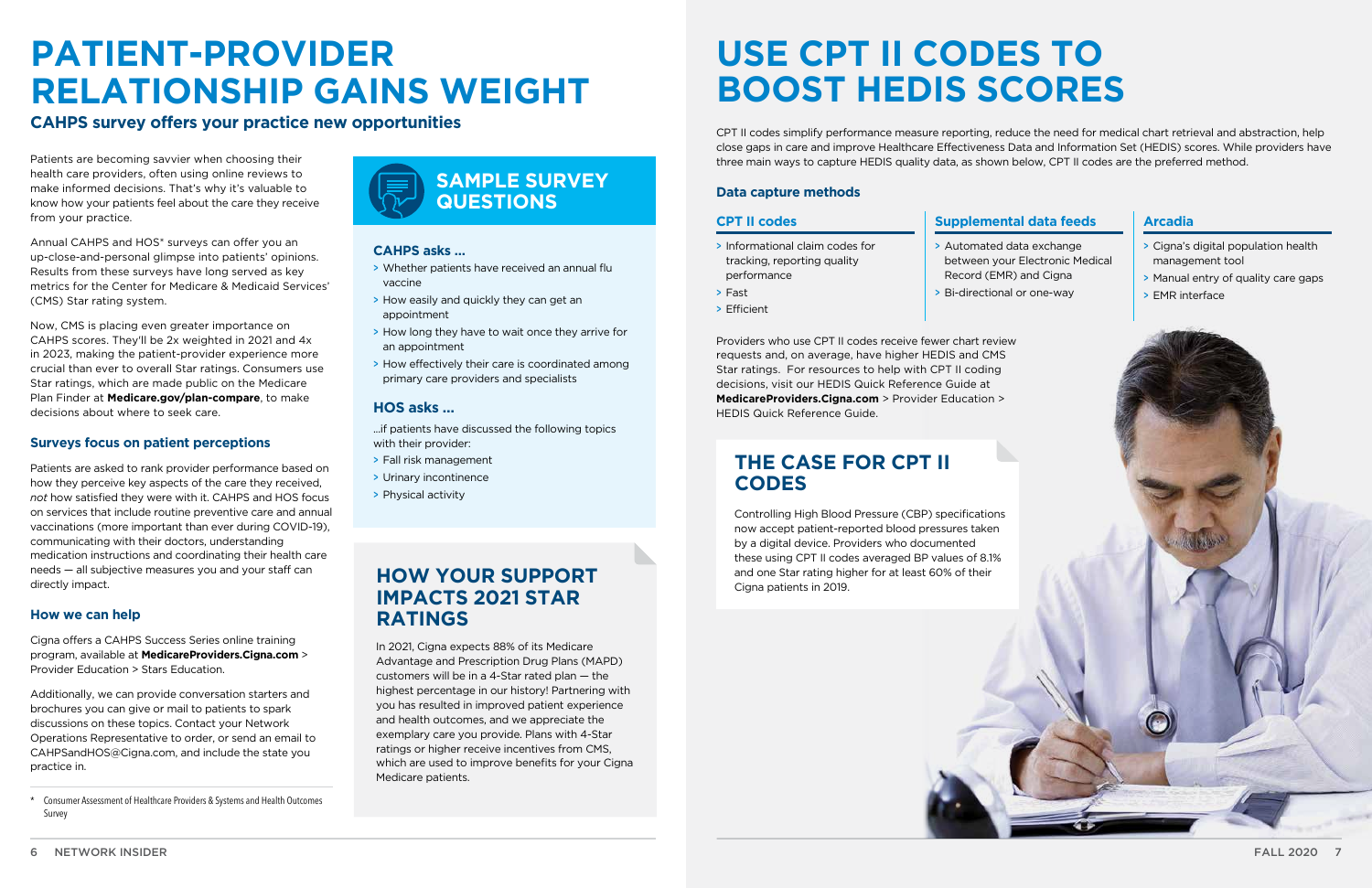# PATIENT-PROVIDER RELATIONSHIP GAINS WEIGHT

## CAHPS survey offers your practice new opportunities

Patients are becoming savvier when choosing their health care providers, often using online reviews to make informed decisions. That's why it's valuable to know how your patients feel about the care they receive from your practice.

Annual CAHPS and HOS* surveys can offer you an up-close-and-personal glimpse into patients' opinions. Results from these surveys have long served as key metrics for the Center for Medicare & Medicaid Services' (CMS) Star rating system.

Now, CMS is placing even greater importance on CAHPS scores. They'll be 2x weighted in 2021 and 4x in 2023, making the patient-provider experience more crucial than ever to overall Star ratings. Consumers use Star ratings, which are made public on the Medicare Plan Finder at **Medicare.gov/plan-compare**, to make decisions about where to seek care.

### Surveys focus on patient perceptions

Patients are asked to rank provider performance based on how they perceive key aspects of the care they received, *not* how satisfied they were with it. CAHPS and HOS focus on services that include routine preventive care and annual vaccinations (more important than ever during COVID-19), communicating with their doctors, understanding medication instructions and coordinating their health care needs — all subjective measures you and your staff can directly impact.

### How we can help

Cigna offers a CAHPS Success Series online training program, available at **MedicareProviders.Cigna.com** > Provider Education > Stars Education.

Additionally, we can provide conversation starters and brochures you can give or mail to patients to spark discussions on these topics. Contact your Network Operations Representative to order, or send an email to CAHPSandHOS@Cigna.com, and include the state you practice in.

\* Consumer Assessment of Healthcare Providers & Systems and Health Outcomes Survey

## SAMPLE SURVEY QUESTIONS

### CAHPS asks ...

- Whether patients have received an annual flu vaccine
- How easily and quickly they can get an appointment
- How long they have to wait once they arrive for an appointment
- How effectively their care is coordinated among primary care providers and specialists

### HOS asks ...

...if patients have discussed the following topics with their provider:

- Fall risk management
- Urinary incontinence
- Physical activity

## HOW YOUR SUPPORT IMPACTS 2021 STAR RATINGS

In 2021, Cigna expects 88% of its Medicare Advantage and Prescription Drug Plans (MAPD) customers will be in a 4-Star rated plan — the highest percentage in our history! Partnering with you has resulted in improved patient experience and health outcomes, and we appreciate the exemplary care you provide. Plans with 4-Star ratings or higher receive incentives from CMS, which are used to improve benefits for your Cigna Medicare patients.

# USE CPT II CODES TO BOOST HEDIS SCORES

CPT II codes simplify performance measure reporting, reduce the need for medical chart retrieval and abstraction, help close gaps in care and improve Healthcare Effectiveness Data and Information Set (HEDIS) scores. While providers have three main ways to capture HEDIS quality data, as shown below, CPT II codes are the preferred method.

### Data capture methods

**CPT II codes**

- Informational claim codes for tracking, reporting quality performance
- Fast
- Efficient

**Supplemental data feeds**

- Automated data exchange between your Electronic Medical Record (EMR) and Cigna
- Bi-directional or one-way

**Arcadia**

- Cigna's digital population health management tool
- Manual entry of quality care gaps
- EMR interface

Providers who use CPT II codes receive fewer chart review requests and, on average, have higher HEDIS and CMS Star ratings. For resources to help with CPT II coding decisions, visit our HEDIS Quick Reference Guide at **MedicareProviders.Cigna.com** > Provider Education > HEDIS Quick Reference Guide.

## THE CASE FOR CPT II CODES

Controlling High Blood Pressure (CBP) specifications now accept patient-reported blood pressures taken by a digital device. Providers who documented these using CPT II codes averaged BP values of 8.1% and one Star rating higher for at least 60% of their Cigna patients in 2019.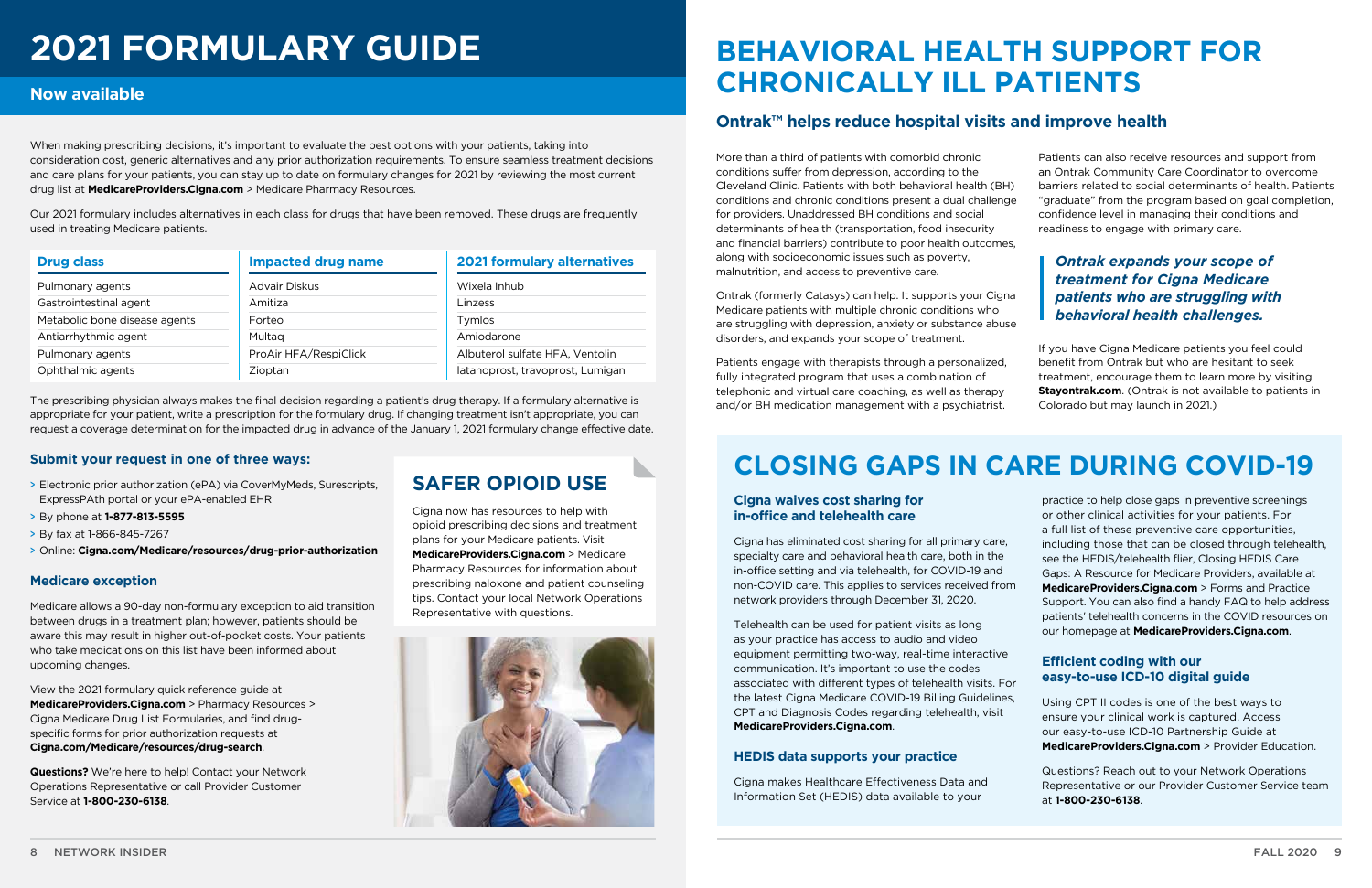# 2021 FORMULARY GUIDE

## Now available

When making prescribing decisions, it's important to evaluate the best options with your patients, taking into consideration cost, generic alternatives and any prior authorization requirements. To ensure seamless treatment decisions and care plans for your patients, you can stay up to date on formulary changes for 2021 by reviewing the most current drug list at **MedicareProviders.Cigna.com** > Medicare Pharmacy Resources.

Our 2021 formulary includes alternatives in each class for drugs that have been removed. These drugs are frequently used in treating Medicare patients.

| Drug class | Impacted drug name | 2021 formulary alternatives |
| --- | --- | --- |
| Pulmonary agents | Advair Diskus | Wixela Inhub |
| Gastrointestinal agent | Amitiza | Linzess |
| Metabolic bone disease agents | Forteo | Tymlos |
| Antiarrhythmic agent | Multaq | Amiodarone |
| Pulmonary agents | ProAir HFA/RespiClick | Albuterol sulfate HFA, Ventolin |
| Ophthalmic agents | Zioptan | latanoprost, travoprost, Lumigan |

The prescribing physician always makes the final decision regarding a patient's drug therapy. If a formulary alternative is appropriate for your patient, write a prescription for the formulary drug. If changing treatment isn't appropriate, you can request a coverage determination for the impacted drug in advance of the January 1, 2021 formulary change effective date.

### Submit your request in one of three ways:

- Electronic prior authorization (ePA) via CoverMyMeds, Surescripts, ExpressPAth portal or your ePA-enabled EHR
- By phone at **1-877-813-5595**
- By fax at 1-866-845-7267
- Online: **Cigna.com/Medicare/resources/drug-prior-authorization**

### Medicare exception

Medicare allows a 90-day non-formulary exception to aid transition between drugs in a treatment plan; however, patients should be aware this may result in higher out-of-pocket costs. Your patients who take medications on this list have been informed about upcoming changes.

View the 2021 formulary quick reference guide at **MedicareProviders.Cigna.com** > Pharmacy Resources > Cigna Medicare Drug List Formularies, and find drug-specific forms for prior authorization requests at **Cigna.com/Medicare/resources/drug-search**.

**Questions?** We're here to help! Contact your Network Operations Representative or call Provider Customer Service at **1-800-230-6138**.

## SAFER OPIOID USE

Cigna now has resources to help with opioid prescribing decisions and treatment plans for your Medicare patients. Visit **MedicareProviders.Cigna.com** > Medicare Pharmacy Resources for information about prescribing naloxone and patient counseling tips. Contact your local Network Operations Representative with questions.

# BEHAVIORAL HEALTH SUPPORT FOR CHRONICALLY ILL PATIENTS

## Ontrak™ helps reduce hospital visits and improve health

More than a third of patients with comorbid chronic conditions suffer from depression, according to the Cleveland Clinic. Patients with both behavioral health (BH) conditions and chronic conditions present a dual challenge for providers. Unaddressed BH conditions and social determinants of health (transportation, food insecurity and financial barriers) contribute to poor health outcomes, along with socioeconomic issues such as poverty, malnutrition, and access to preventive care.

Ontrak (formerly Catasys) can help. It supports your Cigna Medicare patients with multiple chronic conditions who are struggling with depression, anxiety or substance abuse disorders, and expands your scope of treatment.

Patients engage with therapists through a personalized, fully integrated program that uses a combination of telephonic and virtual care coaching, as well as therapy and/or BH medication management with a psychiatrist.

Patients can also receive resources and support from an Ontrak Community Care Coordinator to overcome barriers related to social determinants of health. Patients "graduate" from the program based on goal completion, confidence level in managing their conditions and readiness to engage with primary care.

> ***Ontrak expands your scope of treatment for Cigna Medicare patients who are struggling with behavioral health challenges.***

If you have Cigna Medicare patients you feel could benefit from Ontrak but who are hesitant to seek treatment, encourage them to learn more by visiting **Stayontrak.com**. (Ontrak is not available to patients in Colorado but may launch in 2021.)

# CLOSING GAPS IN CARE DURING COVID-19

### Cigna waives cost sharing for in-office and telehealth care

Cigna has eliminated cost sharing for all primary care, specialty care and behavioral health care, both in the in-office setting and via telehealth, for COVID-19 and non-COVID care. This applies to services received from network providers through December 31, 2020.

Telehealth can be used for patient visits as long as your practice has access to audio and video equipment permitting two-way, real-time interactive communication. It's important to use the codes associated with different types of telehealth visits. For the latest Cigna Medicare COVID-19 Billing Guidelines, CPT and Diagnosis Codes regarding telehealth, visit **MedicareProviders.Cigna.com**.

### HEDIS data supports your practice

Cigna makes Healthcare Effectiveness Data and Information Set (HEDIS) data available to your practice to help close gaps in preventive screenings or other clinical activities for your patients. For a full list of these preventive care opportunities, including those that can be closed through telehealth, see the HEDIS/telehealth flier, Closing HEDIS Care Gaps: A Resource for Medicare Providers, available at **MedicareProviders.Cigna.com** > Forms and Practice Support. You can also find a handy FAQ to help address patients' telehealth concerns in the COVID resources on our homepage at **MedicareProviders.Cigna.com**.

### Efficient coding with our easy-to-use ICD-10 digital guide

Using CPT II codes is one of the best ways to ensure your clinical work is captured. Access our easy-to-use ICD-10 Partnership Guide at **MedicareProviders.Cigna.com** > Provider Education.

Questions? Reach out to your Network Operations Representative or our Provider Customer Service team at **1-800-230-6138**.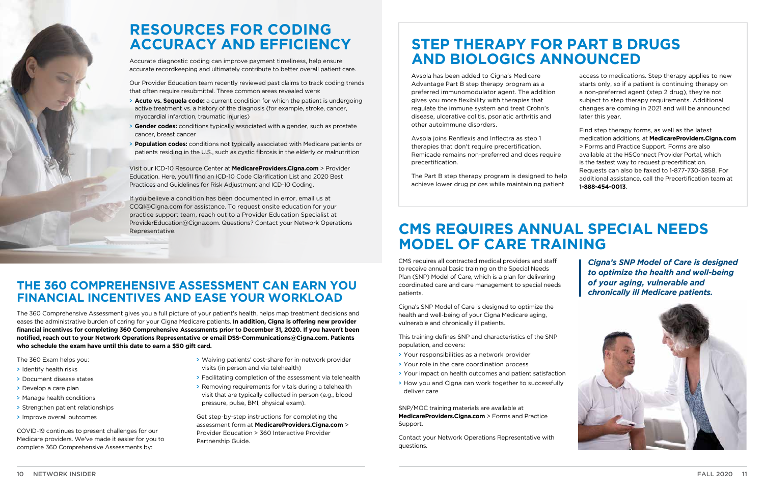# RESOURCES FOR CODING ACCURACY AND EFFICIENCY

Accurate diagnostic coding can improve payment timeliness, help ensure accurate recordkeeping and ultimately contribute to better overall patient care.

Our Provider Education team recently reviewed past claims to track coding trends that often require resubmittal. Three common areas revealed were:

- **Acute vs. Sequela code:** a current condition for which the patient is undergoing active treatment vs. a history of the diagnosis (for example, stroke, cancer, myocardial infarction, traumatic injuries)
- **Gender codes:** conditions typically associated with a gender, such as prostate cancer, breast cancer
- **Population codes:** conditions not typically associated with Medicare patients or patients residing in the U.S., such as cystic fibrosis in the elderly or malnutrition

Visit our ICD-10 Resource Center at **MedicareProviders.Cigna.com** > Provider Education. Here, you'll find an ICD-10 Code Clarification List and 2020 Best Practices and Guidelines for Risk Adjustment and ICD-10 Coding.

If you believe a condition has been documented in error, email us at CCQI@Cigna.com for assistance. To request onsite education for your practice support team, reach out to a Provider Education Specialist at ProviderEducation@Cigna.com. Questions? Contact your Network Operations Representative.

## THE 360 COMPREHENSIVE ASSESSMENT CAN EARN YOU FINANCIAL INCENTIVES AND EASE YOUR WORKLOAD

The 360 Comprehensive Assessment gives you a full picture of your patient's health, helps map treatment decisions and eases the administrative burden of caring for your Cigna Medicare patients. **In addition, Cigna is offering new provider financial incentives for completing 360 Comprehensive Assessments prior to December 31, 2020. If you haven't been notified, reach out to your Network Operations Representative or email DSS-Communications@Cigna.com. Patients who schedule the exam have until this date to earn a $50 gift card.**

The 360 Exam helps you:

- Identify health risks
- Document disease states
- Develop a care plan
- Manage health conditions
- Strengthen patient relationships
- Improve overall outcomes

COVID-19 continues to present challenges for our Medicare providers. We've made it easier for you to complete 360 Comprehensive Assessments by:

- Waiving patients' cost-share for in-network provider visits (in person and via telehealth)
- Facilitating completion of the assessment via telehealth
- Removing requirements for vitals during a telehealth visit that are typically collected in person (e.g., blood pressure, pulse, BMI, physical exam).

Get step-by-step instructions for completing the assessment form at **MedicareProviders.Cigna.com** > Provider Education > 360 Interactive Provider Partnership Guide.

# STEP THERAPY FOR PART B DRUGS AND BIOLOGICS ANNOUNCED

Avsola has been added to Cigna's Medicare Advantage Part B step therapy program as a preferred immunomodulator agent. The addition gives you more flexibility with therapies that regulate the immune system and treat Crohn's disease, ulcerative colitis, psoriatic arthritis and other autoimmune disorders.

Avsola joins Renflexis and Inflectra as step 1 therapies that don't require precertification. Remicade remains non-preferred and does require precertification.

The Part B step therapy program is designed to help achieve lower drug prices while maintaining patient access to medications. Step therapy applies to new starts only, so if a patient is continuing therapy on a non-preferred agent (step 2 drug), they're not subject to step therapy requirements. Additional changes are coming in 2021 and will be announced later this year.

Find step therapy forms, as well as the latest medication additions, at **MedicareProviders.Cigna.com** > Forms and Practice Support. Forms are also available at the HSConnect Provider Portal, which is the fastest way to request precertification. Requests can also be faxed to 1-877-730-3858. For additional assistance, call the Precertification team at **1-888-454-0013**.

# CMS REQUIRES ANNUAL SPECIAL NEEDS MODEL OF CARE TRAINING

CMS requires all contracted medical providers and staff to receive annual basic training on the Special Needs Plan (SNP) Model of Care, which is a plan for delivering coordinated care and care management to special needs patients.

Cigna's SNP Model of Care is designed to optimize the health and well-being of your Cigna Medicare aging, vulnerable and chronically ill patients.

This training defines SNP and characteristics of the SNP population, and covers:

- Your responsibilities as a network provider
- Your role in the care coordination process
- Your impact on health outcomes and patient satisfaction
- How you and Cigna can work together to successfully deliver care

SNP/MOC training materials are available at **MedicareProviders.Cigna.com** > Forms and Practice Support.

Contact your Network Operations Representative with questions.

***Cigna's SNP Model of Care is designed to optimize the health and well-being of your aging, vulnerable and chronically ill Medicare patients.***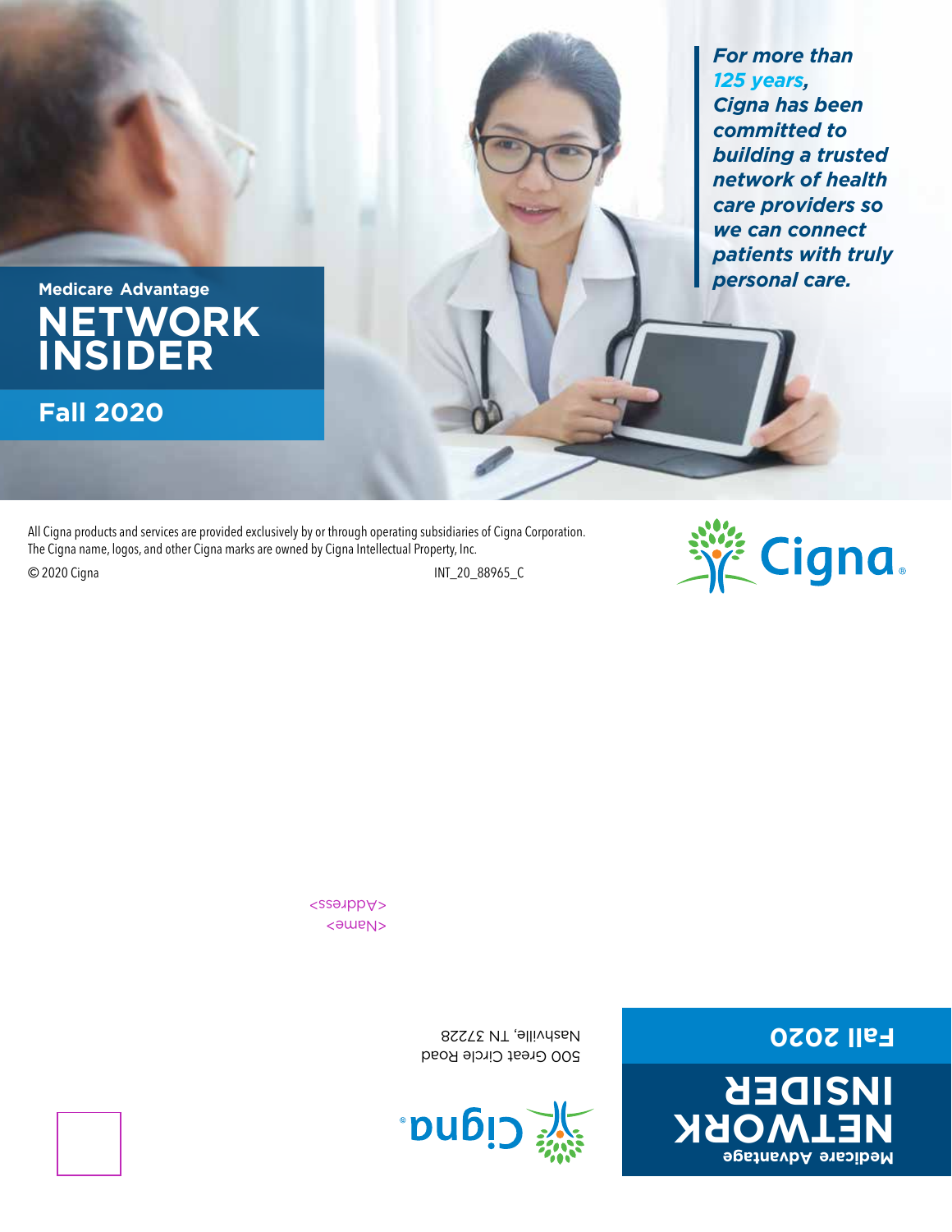Medicare Advantage

# NETWORK INSIDER

## Fall 2020

***For more than 125 years, Cigna has been committed to building a trusted network of health care providers so we can connect patients with truly personal care.***

All Cigna products and services are provided exclusively by or through operating subsidiaries of Cigna Corporation. The Cigna name, logos, and other Cigna marks are owned by Cigna Intellectual Property, Inc.

© 2020 Cigna

INT_20_88965_C

Cigna

<Name>
<Address>

500 Great Circle Road
Nashville, TN 37228

Cigna

Medicare Advantage

NETWORK INSIDER

Fall 2020